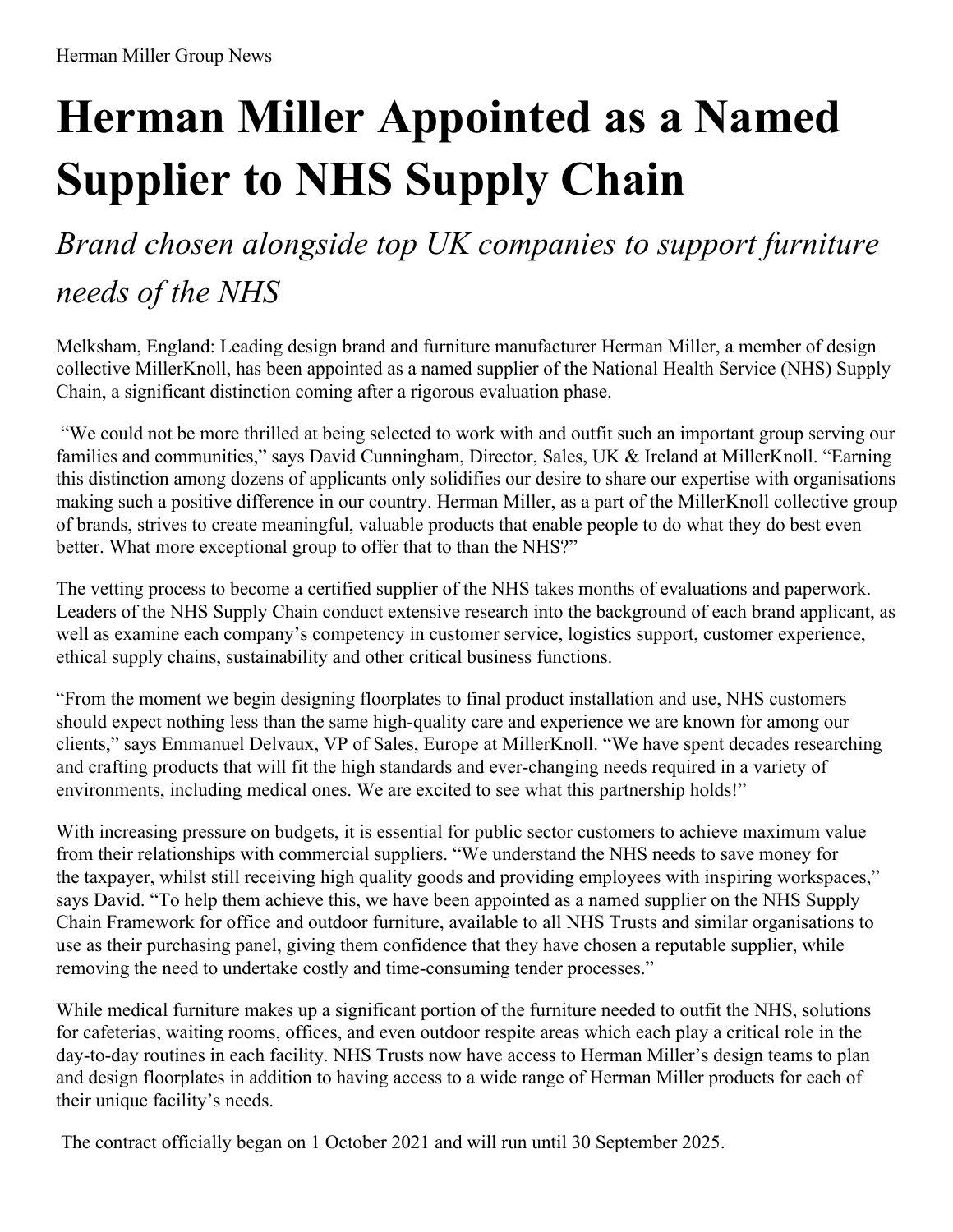Herman Miller Group News

# Herman Miller Appointed as a Named Supplier to NHS Supply Chain

## *Brand chosen alongside top UK companies to support furniture needs of the NHS*

Melksham, England: Leading design brand and furniture manufacturer Herman Miller, a member of design collective MillerKnoll, has been appointed as a named supplier of the National Health Service (NHS) Supply Chain, a significant distinction coming after a rigorous evaluation phase.

"We could not be more thrilled at being selected to work with and outfit such an important group serving our families and communities," says David Cunningham, Director, Sales, UK & Ireland at MillerKnoll. "Earning this distinction among dozens of applicants only solidifies our desire to share our expertise with organisations making such a positive difference in our country. Herman Miller, as a part of the MillerKnoll collective group of brands, strives to create meaningful, valuable products that enable people to do what they do best even better. What more exceptional group to offer that to than the NHS?"

The vetting process to become a certified supplier of the NHS takes months of evaluations and paperwork. Leaders of the NHS Supply Chain conduct extensive research into the background of each brand applicant, as well as examine each company's competency in customer service, logistics support, customer experience, ethical supply chains, sustainability and other critical business functions.

"From the moment we begin designing floorplates to final product installation and use, NHS customers should expect nothing less than the same high-quality care and experience we are known for among our clients," says Emmanuel Delvaux, VP of Sales, Europe at MillerKnoll. "We have spent decades researching and crafting products that will fit the high standards and ever-changing needs required in a variety of environments, including medical ones. We are excited to see what this partnership holds!"

With increasing pressure on budgets, it is essential for public sector customers to achieve maximum value from their relationships with commercial suppliers. "We understand the NHS needs to save money for the taxpayer, whilst still receiving high quality goods and providing employees with inspiring workspaces," says David. "To help them achieve this, we have been appointed as a named supplier on the NHS Supply Chain Framework for office and outdoor furniture, available to all NHS Trusts and similar organisations to use as their purchasing panel, giving them confidence that they have chosen a reputable supplier, while removing the need to undertake costly and time-consuming tender processes."

While medical furniture makes up a significant portion of the furniture needed to outfit the NHS, solutions for cafeterias, waiting rooms, offices, and even outdoor respite areas which each play a critical role in the day-to-day routines in each facility. NHS Trusts now have access to Herman Miller's design teams to plan and design floorplates in addition to having access to a wide range of Herman Miller products for each of their unique facility's needs.

The contract officially began on 1 October 2021 and will run until 30 September 2025.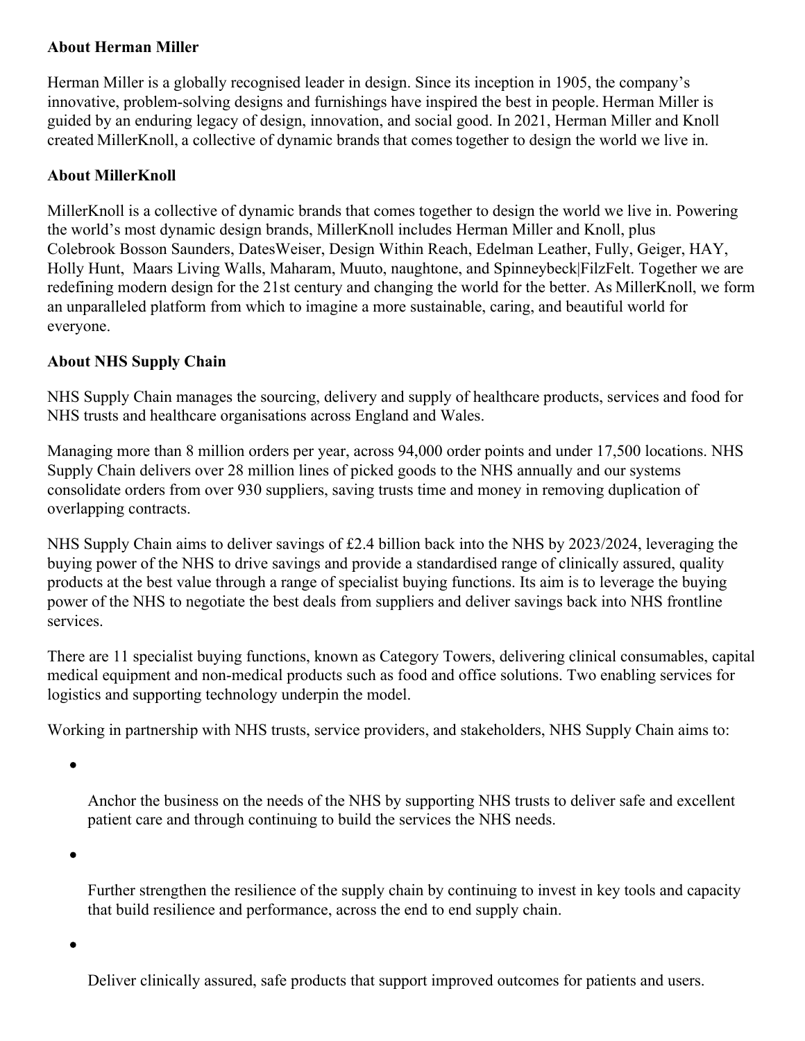**About Herman Miller**

Herman Miller is a globally recognised leader in design. Since its inception in 1905, the company's innovative, problem-solving designs and furnishings have inspired the best in people. Herman Miller is guided by an enduring legacy of design, innovation, and social good. In 2021, Herman Miller and Knoll created MillerKnoll, a collective of dynamic brands that comes together to design the world we live in.

**About MillerKnoll**

MillerKnoll is a collective of dynamic brands that comes together to design the world we live in. Powering the world's most dynamic design brands, MillerKnoll includes Herman Miller and Knoll, plus Colebrook Bosson Saunders, DatesWeiser, Design Within Reach, Edelman Leather, Fully, Geiger, HAY, Holly Hunt, Maars Living Walls, Maharam, Muuto, naughtone, and Spinneybeck|FilzFelt. Together we are redefining modern design for the 21st century and changing the world for the better. As MillerKnoll, we form an unparalleled platform from which to imagine a more sustainable, caring, and beautiful world for everyone.

**About NHS Supply Chain**

NHS Supply Chain manages the sourcing, delivery and supply of healthcare products, services and food for NHS trusts and healthcare organisations across England and Wales.

Managing more than 8 million orders per year, across 94,000 order points and under 17,500 locations. NHS Supply Chain delivers over 28 million lines of picked goods to the NHS annually and our systems consolidate orders from over 930 suppliers, saving trusts time and money in removing duplication of overlapping contracts.

NHS Supply Chain aims to deliver savings of £2.4 billion back into the NHS by 2023/2024, leveraging the buying power of the NHS to drive savings and provide a standardised range of clinically assured, quality products at the best value through a range of specialist buying functions. Its aim is to leverage the buying power of the NHS to negotiate the best deals from suppliers and deliver savings back into NHS frontline services.

There are 11 specialist buying functions, known as Category Towers, delivering clinical consumables, capital medical equipment and non-medical products such as food and office solutions. Two enabling services for logistics and supporting technology underpin the model.

Working in partnership with NHS trusts, service providers, and stakeholders, NHS Supply Chain aims to:

- Anchor the business on the needs of the NHS by supporting NHS trusts to deliver safe and excellent patient care and through continuing to build the services the NHS needs.
- Further strengthen the resilience of the supply chain by continuing to invest in key tools and capacity that build resilience and performance, across the end to end supply chain.
- Deliver clinically assured, safe products that support improved outcomes for patients and users.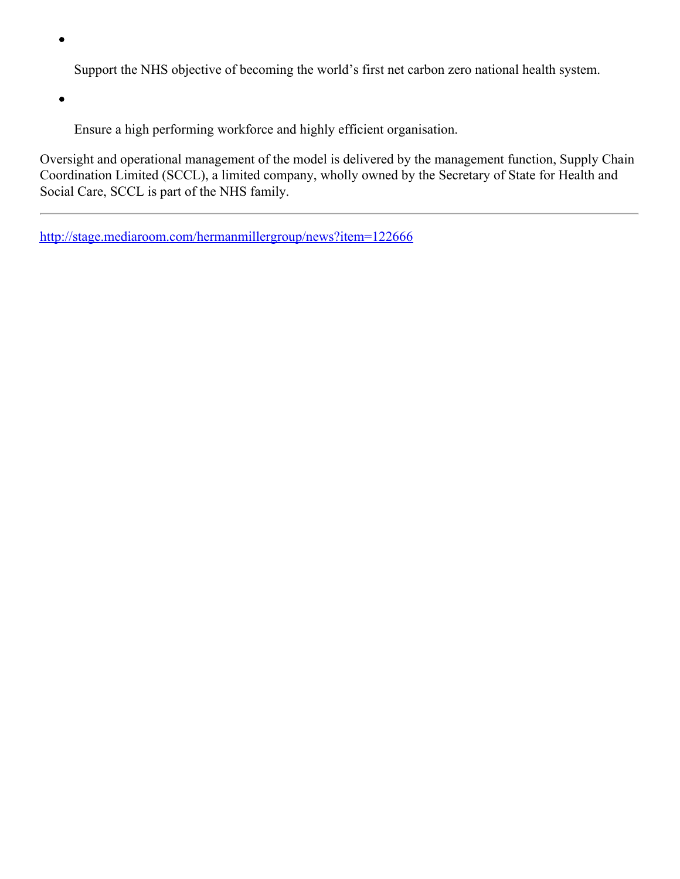- Support the NHS objective of becoming the world's first net carbon zero national health system.
- Ensure a high performing workforce and highly efficient organisation.

Oversight and operational management of the model is delivered by the management function, Supply Chain Coordination Limited (SCCL), a limited company, wholly owned by the Secretary of State for Health and Social Care, SCCL is part of the NHS family.

---

http://stage.mediaroom.com/hermanmillergroup/news?item=122666